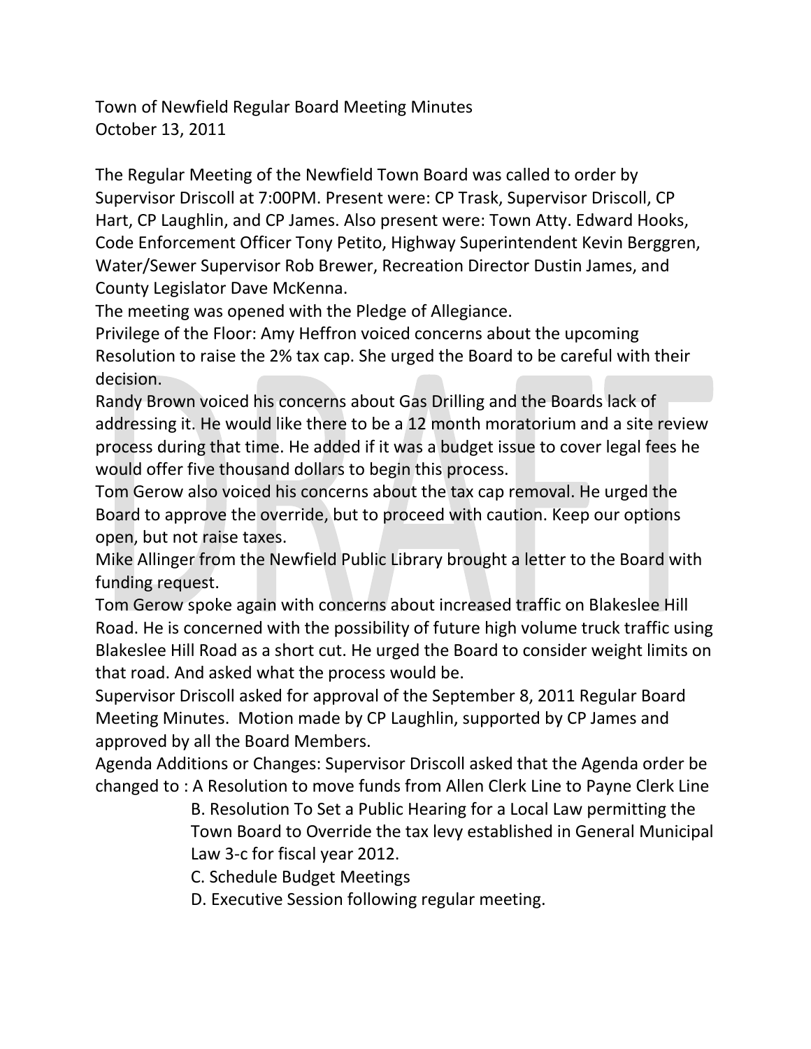Town of Newfield Regular Board Meeting Minutes
October 13, 2011

The Regular Meeting of the Newfield Town Board was called to order by Supervisor Driscoll at 7:00PM. Present were: CP Trask, Supervisor Driscoll, CP Hart, CP Laughlin, and CP James. Also present were: Town Atty. Edward Hooks, Code Enforcement Officer Tony Petito, Highway Superintendent Kevin Berggren, Water/Sewer Supervisor Rob Brewer, Recreation Director Dustin James, and County Legislator Dave McKenna.

The meeting was opened with the Pledge of Allegiance.

Privilege of the Floor: Amy Heffron voiced concerns about the upcoming Resolution to raise the 2% tax cap. She urged the Board to be careful with their decision.

Randy Brown voiced his concerns about Gas Drilling and the Boards lack of addressing it. He would like there to be a 12 month moratorium and a site review process during that time. He added if it was a budget issue to cover legal fees he would offer five thousand dollars to begin this process.

Tom Gerow also voiced his concerns about the tax cap removal. He urged the Board to approve the override, but to proceed with caution. Keep our options open, but not raise taxes.

Mike Allinger from the Newfield Public Library brought a letter to the Board with funding request.

Tom Gerow spoke again with concerns about increased traffic on Blakeslee Hill Road. He is concerned with the possibility of future high volume truck traffic using Blakeslee Hill Road as a short cut. He urged the Board to consider weight limits on that road. And asked what the process would be.

Supervisor Driscoll asked for approval of the September 8, 2011 Regular Board Meeting Minutes. Motion made by CP Laughlin, supported by CP James and approved by all the Board Members.

Agenda Additions or Changes: Supervisor Driscoll asked that the Agenda order be changed to : A Resolution to move funds from Allen Clerk Line to Payne Clerk Line

B. Resolution To Set a Public Hearing for a Local Law permitting the Town Board to Override the tax levy established in General Municipal Law 3-c for fiscal year 2012.

C. Schedule Budget Meetings

D. Executive Session following regular meeting.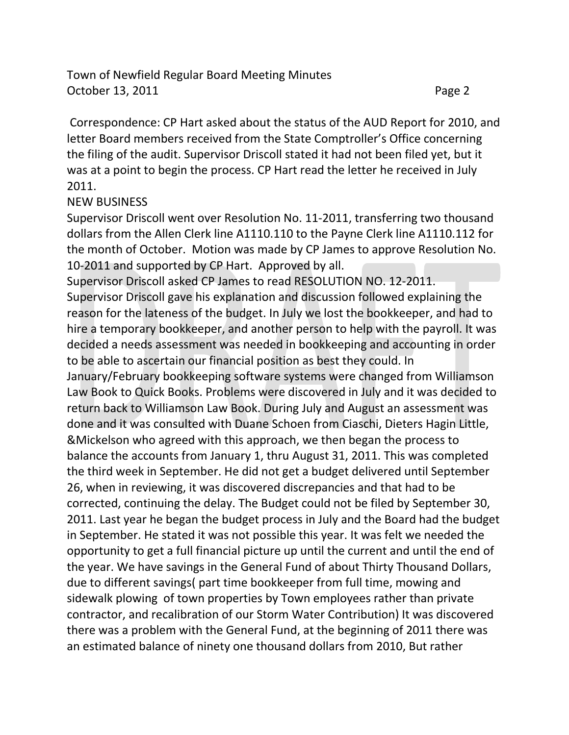Correspondence: CP Hart asked about the status of the AUD Report for 2010, and letter Board members received from the State Comptroller's Office concerning the filing of the audit. Supervisor Driscoll stated it had not been filed yet, but it was at a point to begin the process. CP Hart read the letter he received in July 2011.

NEW BUSINESS

Supervisor Driscoll went over Resolution No. 11-2011, transferring two thousand dollars from the Allen Clerk line A1110.110 to the Payne Clerk line A1110.112 for the month of October. Motion was made by CP James to approve Resolution No. 10-2011 and supported by CP Hart. Approved by all.

Supervisor Driscoll asked CP James to read RESOLUTION NO. 12-2011.

Supervisor Driscoll gave his explanation and discussion followed explaining the reason for the lateness of the budget. In July we lost the bookkeeper, and had to hire a temporary bookkeeper, and another person to help with the payroll. It was decided a needs assessment was needed in bookkeeping and accounting in order to be able to ascertain our financial position as best they could. In January/February bookkeeping software systems were changed from Williamson Law Book to Quick Books. Problems were discovered in July and it was decided to return back to Williamson Law Book. During July and August an assessment was done and it was consulted with Duane Schoen from Ciaschi, Dieters Hagin Little, &Mickelson who agreed with this approach, we then began the process to balance the accounts from January 1, thru August 31, 2011. This was completed the third week in September. He did not get a budget delivered until September 26, when in reviewing, it was discovered discrepancies and that had to be corrected, continuing the delay. The Budget could not be filed by September 30, 2011. Last year he began the budget process in July and the Board had the budget in September. He stated it was not possible this year. It was felt we needed the opportunity to get a full financial picture up until the current and until the end of the year. We have savings in the General Fund of about Thirty Thousand Dollars, due to different savings( part time bookkeeper from full time, mowing and sidewalk plowing of town properties by Town employees rather than private contractor, and recalibration of our Storm Water Contribution) It was discovered there was a problem with the General Fund, at the beginning of 2011 there was an estimated balance of ninety one thousand dollars from 2010, But rather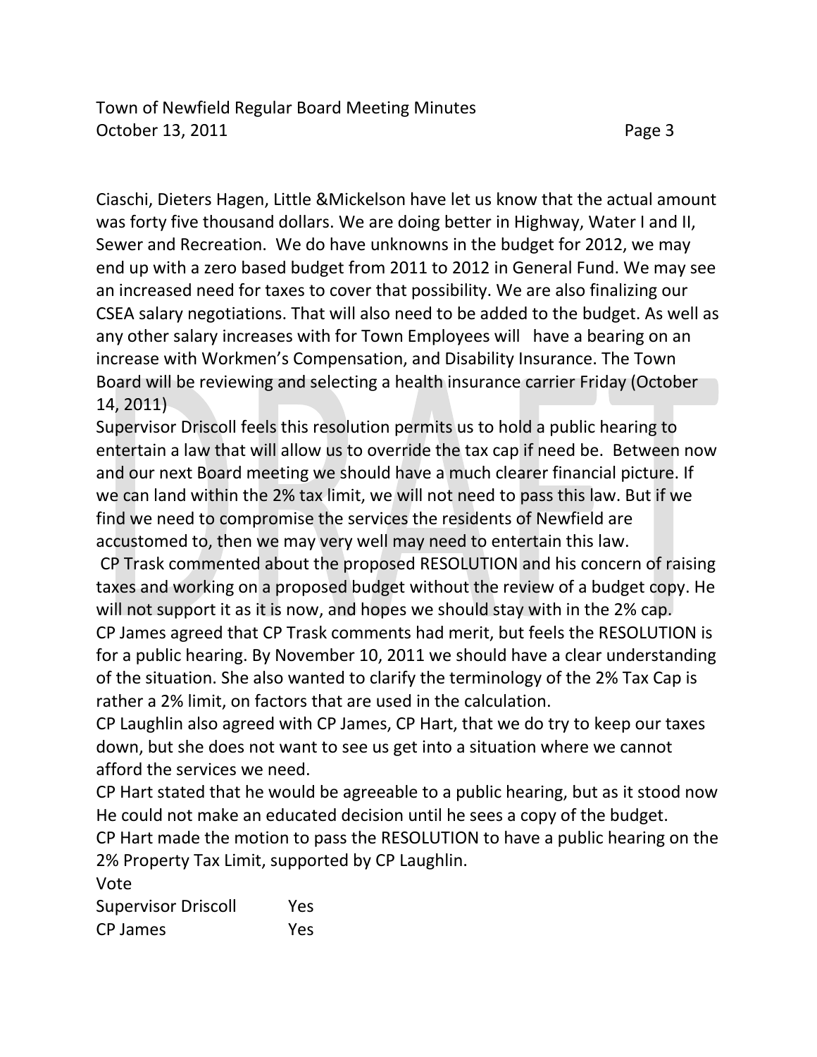Ciaschi, Dieters Hagen, Little &Mickelson have let us know that the actual amount was forty five thousand dollars. We are doing better in Highway, Water I and II, Sewer and Recreation. We do have unknowns in the budget for 2012, we may end up with a zero based budget from 2011 to 2012 in General Fund. We may see an increased need for taxes to cover that possibility. We are also finalizing our CSEA salary negotiations. That will also need to be added to the budget. As well as any other salary increases with for Town Employees will have a bearing on an increase with Workmen's Compensation, and Disability Insurance. The Town Board will be reviewing and selecting a health insurance carrier Friday (October 14, 2011)

Supervisor Driscoll feels this resolution permits us to hold a public hearing to entertain a law that will allow us to override the tax cap if need be. Between now and our next Board meeting we should have a much clearer financial picture. If we can land within the 2% tax limit, we will not need to pass this law. But if we find we need to compromise the services the residents of Newfield are accustomed to, then we may very well may need to entertain this law.

CP Trask commented about the proposed RESOLUTION and his concern of raising taxes and working on a proposed budget without the review of a budget copy. He will not support it as it is now, and hopes we should stay with in the 2% cap.

CP James agreed that CP Trask comments had merit, but feels the RESOLUTION is for a public hearing. By November 10, 2011 we should have a clear understanding of the situation. She also wanted to clarify the terminology of the 2% Tax Cap is rather a 2% limit, on factors that are used in the calculation.

CP Laughlin also agreed with CP James, CP Hart, that we do try to keep our taxes down, but she does not want to see us get into a situation where we cannot afford the services we need.

CP Hart stated that he would be agreeable to a public hearing, but as it stood now He could not make an educated decision until he sees a copy of the budget.

CP Hart made the motion to pass the RESOLUTION to have a public hearing on the 2% Property Tax Limit, supported by CP Laughlin.

Vote

Supervisor Driscoll Yes
CP James Yes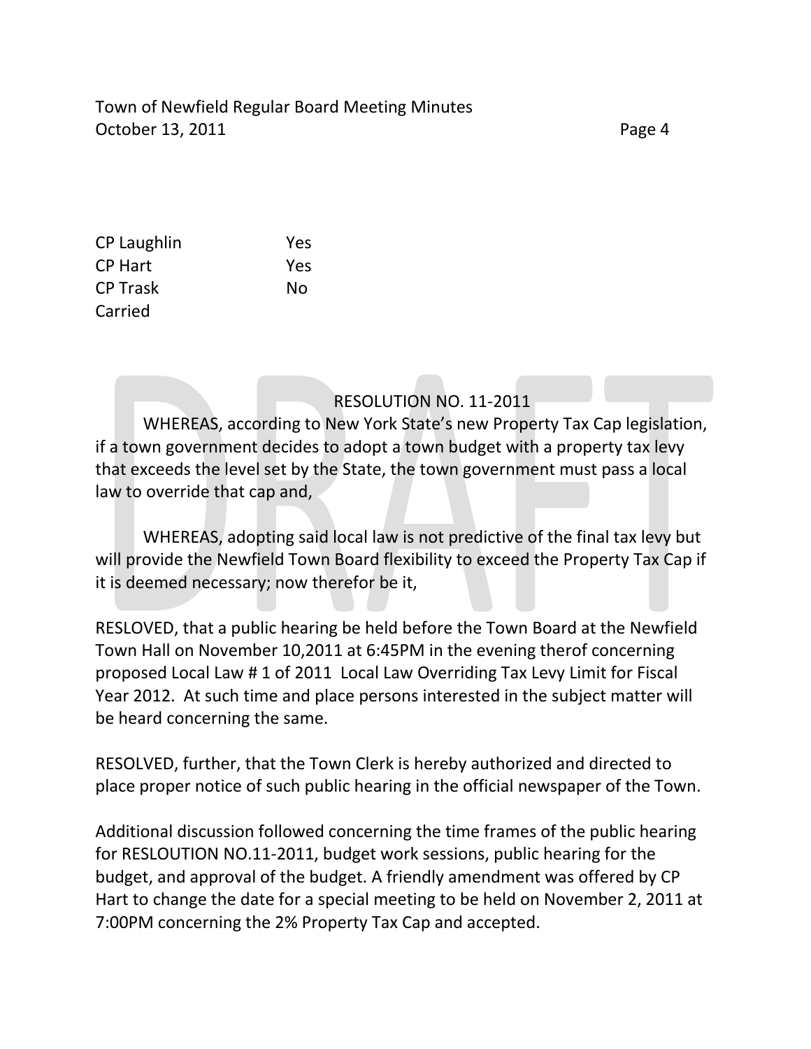| | |
|---|---|
| CP Laughlin | Yes |
| CP Hart | Yes |
| CP Trask | No |

Carried

RESOLUTION NO. 11-2011

WHEREAS, according to New York State's new Property Tax Cap legislation, if a town government decides to adopt a town budget with a property tax levy that exceeds the level set by the State, the town government must pass a local law to override that cap and,

WHEREAS, adopting said local law is not predictive of the final tax levy but will provide the Newfield Town Board flexibility to exceed the Property Tax Cap if it is deemed necessary; now therefor be it,

RESLOVED, that a public hearing be held before the Town Board at the Newfield Town Hall on November 10,2011 at 6:45PM in the evening therof concerning proposed Local Law # 1 of 2011 Local Law Overriding Tax Levy Limit for Fiscal Year 2012. At such time and place persons interested in the subject matter will be heard concerning the same.

RESOLVED, further, that the Town Clerk is hereby authorized and directed to place proper notice of such public hearing in the official newspaper of the Town.

Additional discussion followed concerning the time frames of the public hearing for RESLOUTION NO.11-2011, budget work sessions, public hearing for the budget, and approval of the budget. A friendly amendment was offered by CP Hart to change the date for a special meeting to be held on November 2, 2011 at 7:00PM concerning the 2% Property Tax Cap and accepted.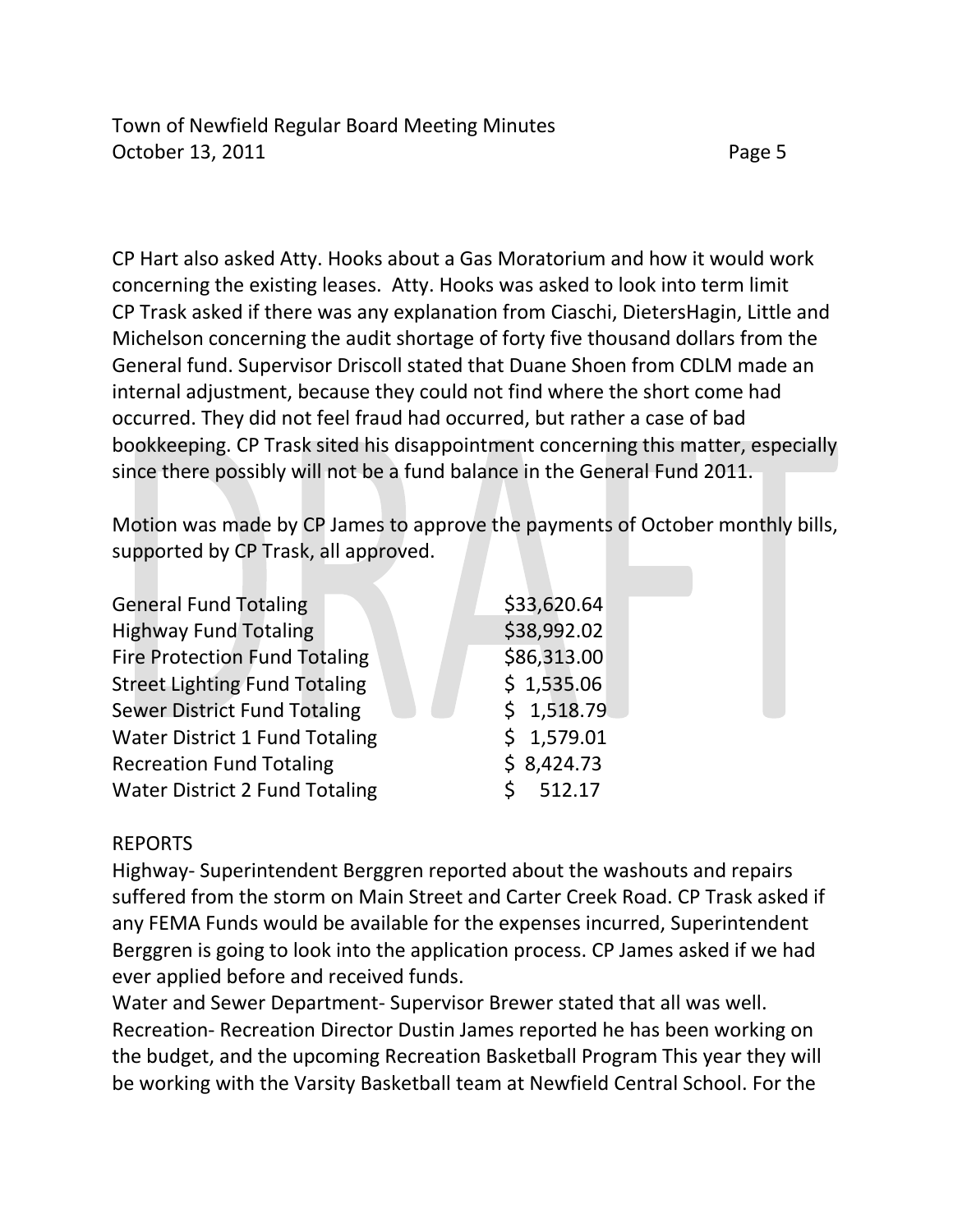CP Hart also asked Atty. Hooks about a Gas Moratorium and how it would work concerning the existing leases. Atty. Hooks was asked to look into term limit CP Trask asked if there was any explanation from Ciaschi, DietersHagin, Little and Michelson concerning the audit shortage of forty five thousand dollars from the General fund. Supervisor Driscoll stated that Duane Shoen from CDLM made an internal adjustment, because they could not find where the short come had occurred. They did not feel fraud had occurred, but rather a case of bad bookkeeping. CP Trask sited his disappointment concerning this matter, especially since there possibly will not be a fund balance in the General Fund 2011.

Motion was made by CP James to approve the payments of October monthly bills, supported by CP Trask, all approved.

| | |
|---|---|
| General Fund Totaling | $33,620.64 |
| Highway Fund Totaling | $38,992.02 |
| Fire Protection Fund Totaling | $86,313.00 |
| Street Lighting Fund Totaling | $ 1,535.06 |
| Sewer District Fund Totaling | $ 1,518.79 |
| Water District 1 Fund Totaling | $ 1,579.01 |
| Recreation Fund Totaling | $ 8,424.73 |
| Water District 2 Fund Totaling | $ 512.17 |

REPORTS

Highway- Superintendent Berggren reported about the washouts and repairs suffered from the storm on Main Street and Carter Creek Road. CP Trask asked if any FEMA Funds would be available for the expenses incurred, Superintendent Berggren is going to look into the application process. CP James asked if we had ever applied before and received funds.

Water and Sewer Department- Supervisor Brewer stated that all was well.

Recreation- Recreation Director Dustin James reported he has been working on the budget, and the upcoming Recreation Basketball Program This year they will be working with the Varsity Basketball team at Newfield Central School. For the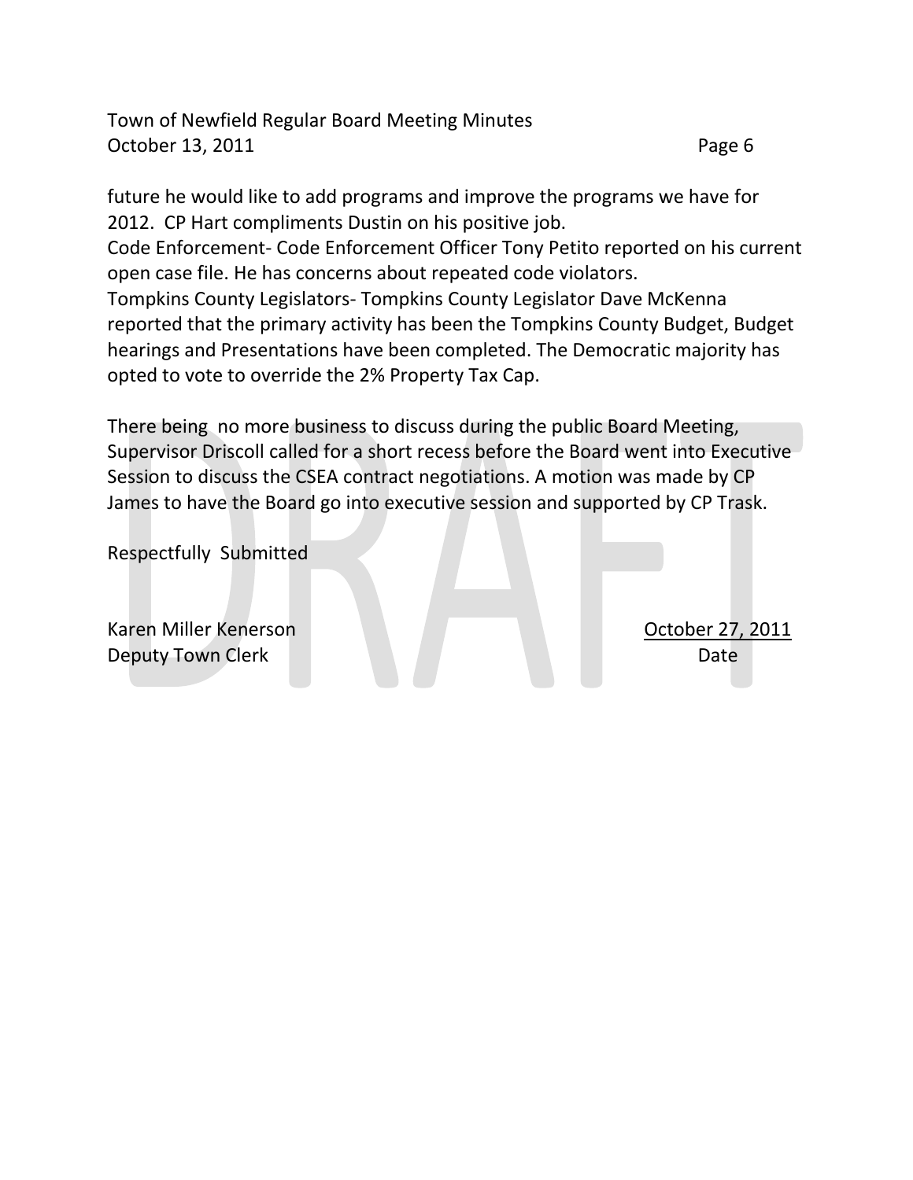future he would like to add programs and improve the programs we have for 2012. CP Hart compliments Dustin on his positive job.

Code Enforcement- Code Enforcement Officer Tony Petito reported on his current open case file. He has concerns about repeated code violators.

Tompkins County Legislators- Tompkins County Legislator Dave McKenna reported that the primary activity has been the Tompkins County Budget, Budget hearings and Presentations have been completed. The Democratic majority has opted to vote to override the 2% Property Tax Cap.

There being no more business to discuss during the public Board Meeting, Supervisor Driscoll called for a short recess before the Board went into Executive Session to discuss the CSEA contract negotiations. A motion was made by CP James to have the Board go into executive session and supported by CP Trask.

Respectfully Submitted

Karen Miller Kenerson — October 27, 2011

Deputy Town Clerk — Date

DRAFT